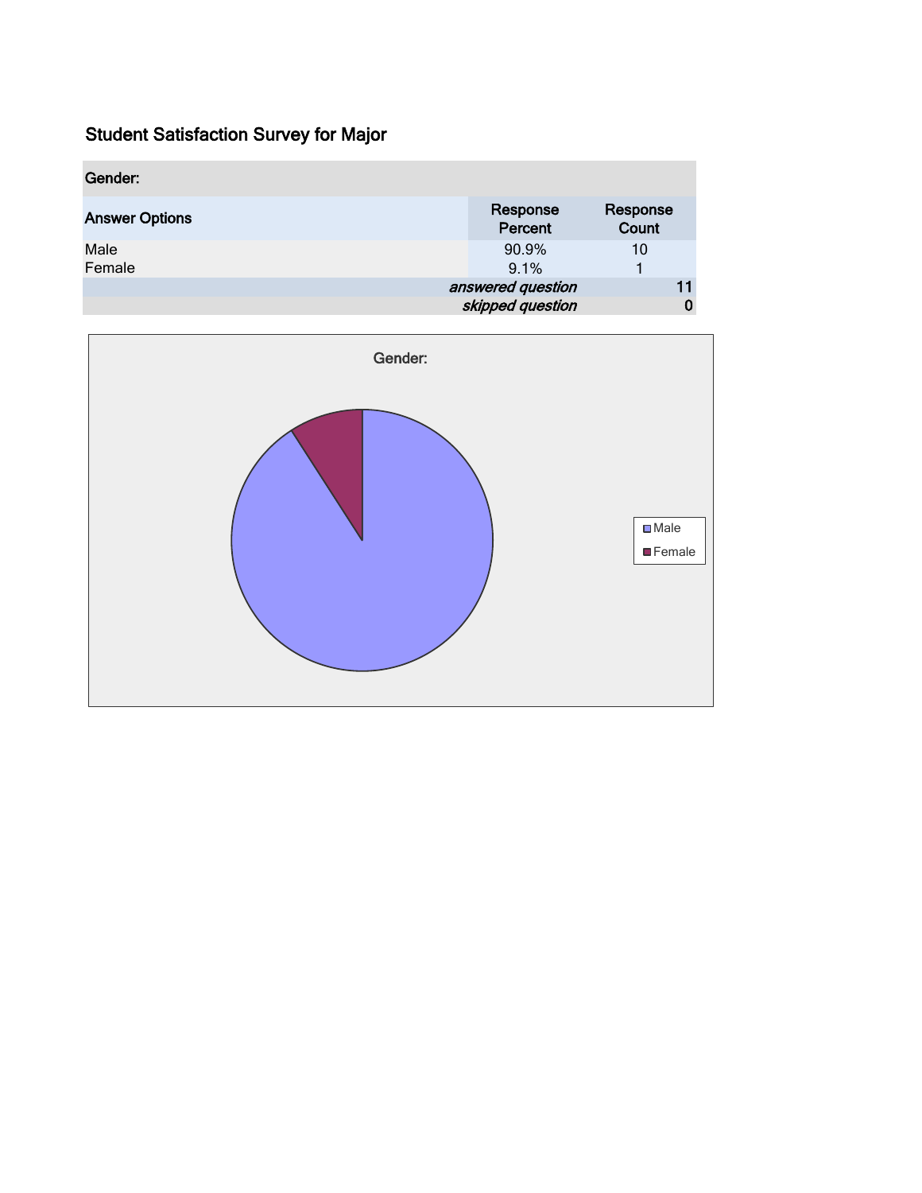# Student Satisfaction Survey for Major

| Gender: | | |
|---|---|---|
| **Answer Options** | **Response Percent** | **Response Count** |
| Male | 90.9% | 10 |
| Female | 9.1% | 1 |
| | *answered question* | 11 |
| | *skipped question* | 0 |

Gender:

Male

Female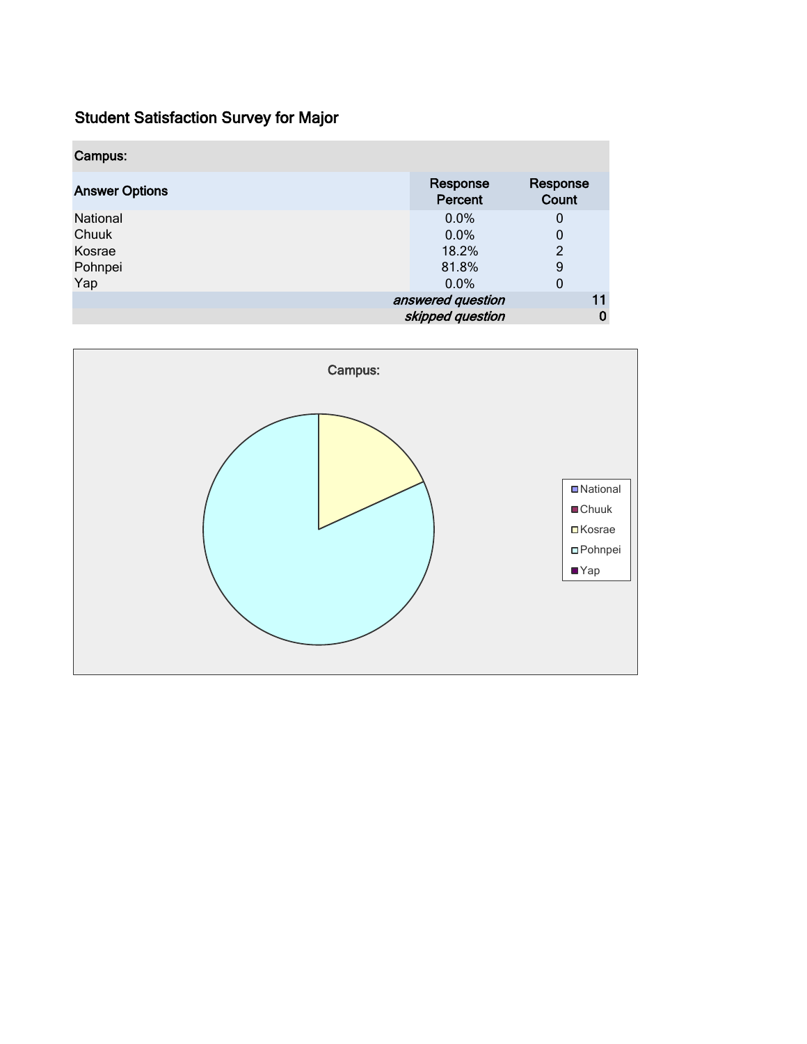## Student Satisfaction Survey for Major

| Campus: | | |
|---|---|---|
| **Answer Options** | **Response Percent** | **Response Count** |
| National | 0.0% | 0 |
| Chuuk | 0.0% | 0 |
| Kosrae | 18.2% | 2 |
| Pohnpei | 81.8% | 9 |
| Yap | 0.0% | 0 |
| | *answered question* | 11 |
| | *skipped question* | 0 |

Campus:

- National
- Chuuk
- Kosrae
- Pohnpei
- Yap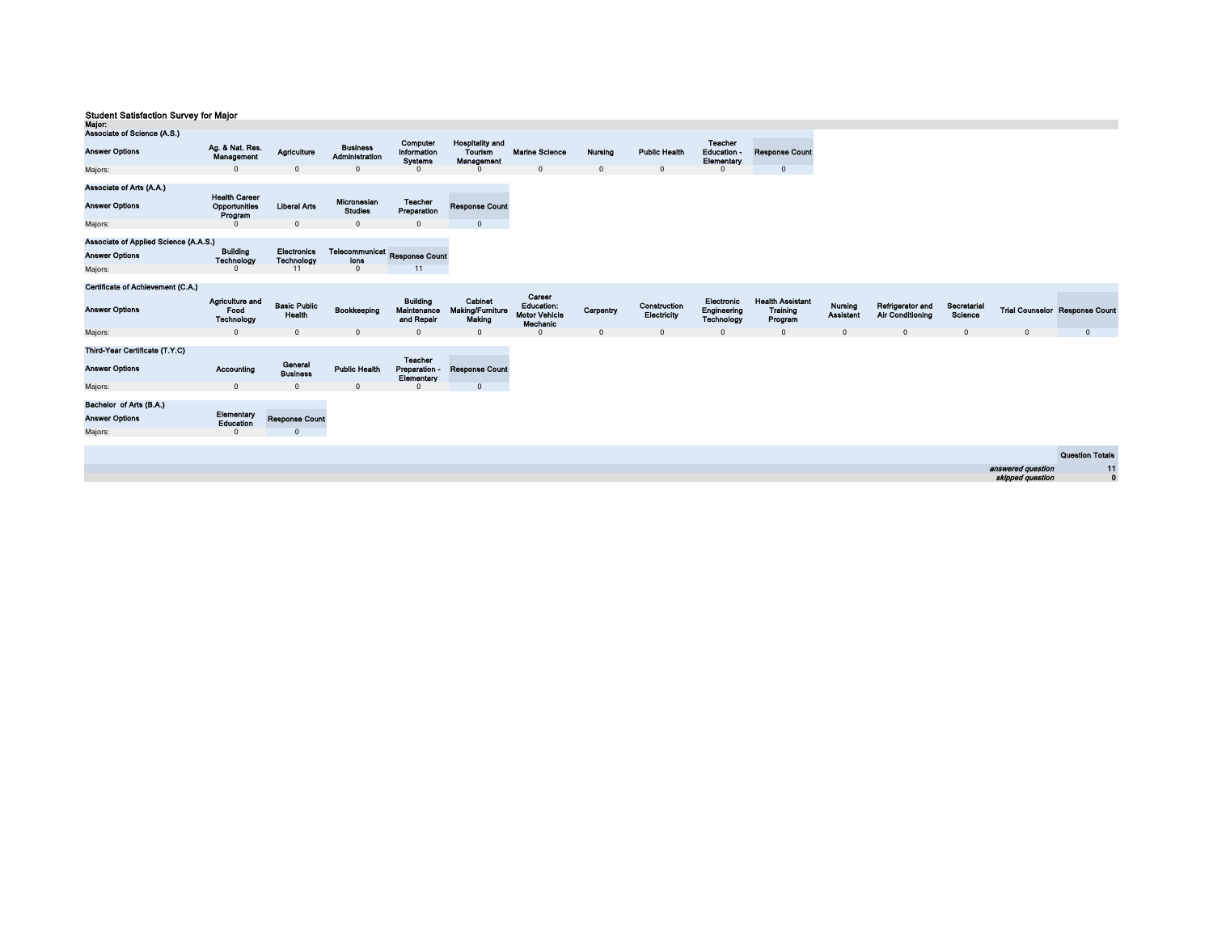## Student Satisfaction Survey for Major

**Major:**

**Associate of Science (A.S.)**

| Answer Options | Ag. & Nat. Res. Management | Agriculture | Business Administration | Computer Information Systems | Hospitality and Tourism Management | Marine Science | Nursing | Public Health | Teacher Education - Elementary | Response Count |
|---|---|---|---|---|---|---|---|---|---|---|
| Majors: | 0 | 0 | 0 | 0 | 0 | 0 | 0 | 0 | 0 | 0 |

**Associate of Arts (A.A.)**

| Answer Options | Health Career Opportunities Program | Liberal Arts | Micronesian Studies | Teacher Preparation | Response Count |
|---|---|---|---|---|---|
| Majors: | 0 | 0 | 0 | 0 | 0 |

**Associate of Applied Science (A.A.S.)**

| Answer Options | Building Technology | Electronics Technology | Telecommunications | Response Count |
|---|---|---|---|---|
| Majors: | 0 | 11 | 0 | 11 |

**Certificate of Achievement (C.A.)**

| Answer Options | Agriculture and Food Technology | Basic Public Health | Bookkeeping | Building Maintenance and Repair | Cabinet Making/Furniture Making | Career Education: Motor Vehicle Mechanic | Carpentry | Construction Electricity | Electronic Engineering Technology | Health Assistant Training Program | Nursing Assistant | Refrigerator and Air Conditioning | Secretarial Science | Trial Counselor | Response Count |
|---|---|---|---|---|---|---|---|---|---|---|---|---|---|---|---|
| Majors: | 0 | 0 | 0 | 0 | 0 | 0 | 0 | 0 | 0 | 0 | 0 | 0 | 0 | 0 | 0 |

**Third-Year Certificate (T.Y.C)**

| Answer Options | Accounting | General Business | Public Health | Teacher Preparation - Elementary | Response Count |
|---|---|---|---|---|---|
| Majors: | 0 | 0 | 0 | 0 | 0 |

**Bachelor of Arts (B.A.)**

| Answer Options | Elementary Education | Response Count |
|---|---|---|
| Majors: | 0 | 0 |

| | Question Totals |
|---|---|
| *answered question* | 11 |
| *skipped question* | 0 |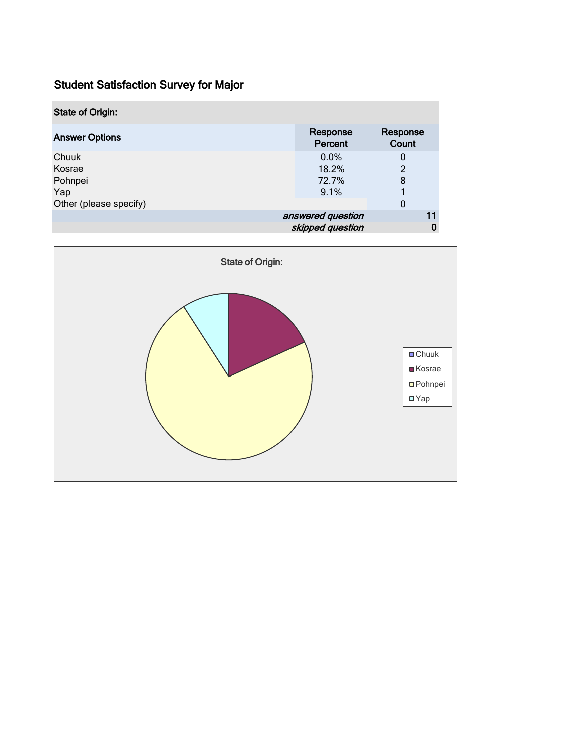# Student Satisfaction Survey for Major

| State of Origin: | | |
|---|---|---|
| **Answer Options** | **Response Percent** | **Response Count** |
| Chuuk | 0.0% | 0 |
| Kosrae | 18.2% | 2 |
| Pohnpei | 72.7% | 8 |
| Yap | 9.1% | 1 |
| Other (please specify) | | 0 |
| | *answered question* | 11 |
| | *skipped question* | 0 |

State of Origin:

- Chuuk
- Kosrae
- Pohnpei
- Yap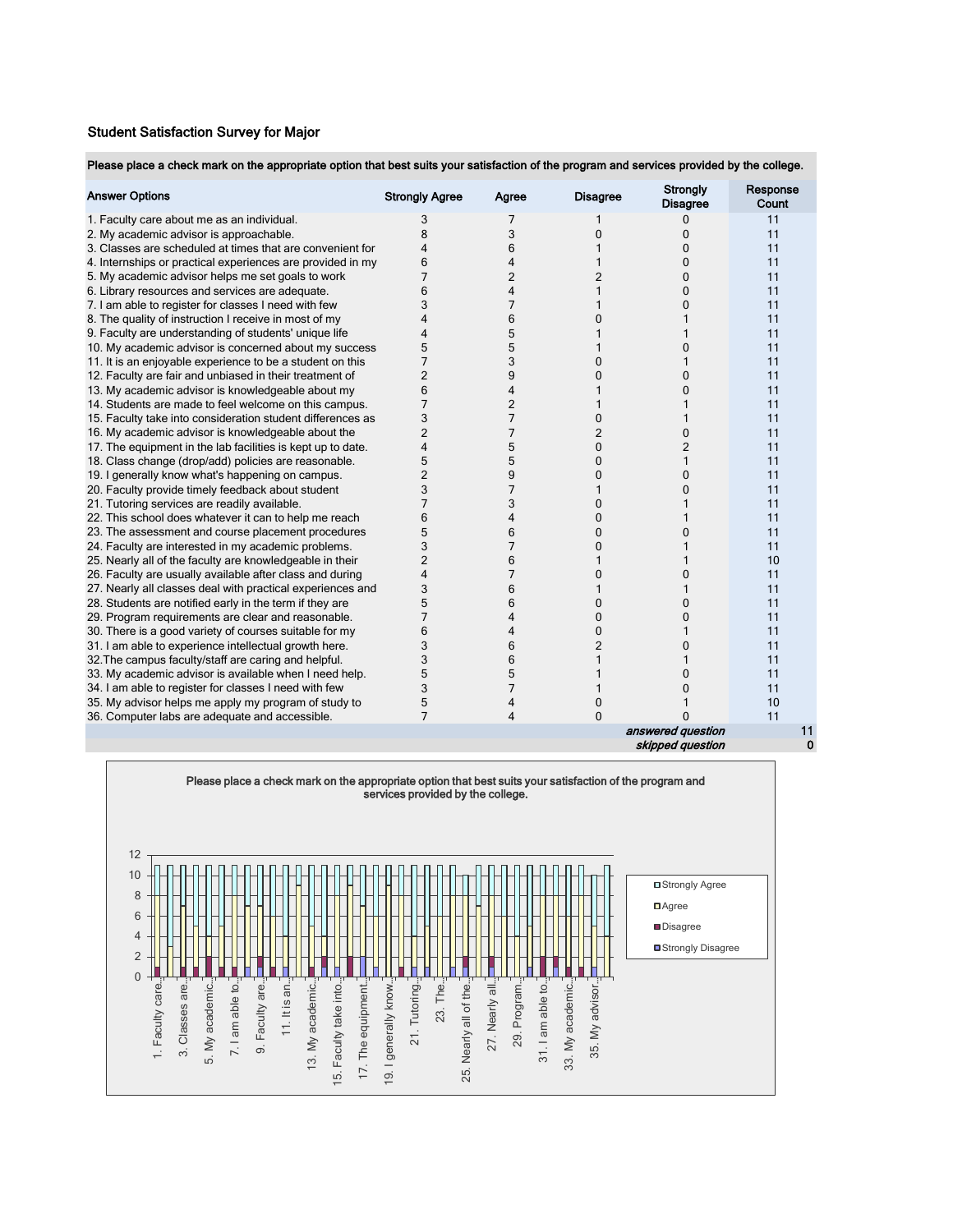## Student Satisfaction Survey for Major

| Please place a check mark on the appropriate option that best suits your satisfaction of the program and services provided by the college. | | | | | |
|---|---|---|---|---|---|
| **Answer Options** | **Strongly Agree** | **Agree** | **Disagree** | **Strongly Disagree** | **Response Count** |
| 1. Faculty care about me as an individual. | 3 | 7 | 1 | 0 | 11 |
| 2. My academic advisor is approachable. | 8 | 3 | 0 | 0 | 11 |
| 3. Classes are scheduled at times that are convenient for | 4 | 6 | 1 | 0 | 11 |
| 4. Internships or practical experiences are provided in my | 6 | 4 | 1 | 0 | 11 |
| 5. My academic advisor helps me set goals to work | 7 | 2 | 2 | 0 | 11 |
| 6. Library resources and services are adequate. | 6 | 4 | 1 | 0 | 11 |
| 7. I am able to register for classes I need with few | 3 | 7 | 1 | 0 | 11 |
| 8. The quality of instruction I receive in most of my | 4 | 6 | 0 | 1 | 11 |
| 9. Faculty are understanding of students' unique life | 4 | 5 | 1 | 1 | 11 |
| 10. My academic advisor is concerned about my success | 5 | 5 | 1 | 0 | 11 |
| 11. It is an enjoyable experience to be a student on this | 7 | 3 | 0 | 1 | 11 |
| 12. Faculty are fair and unbiased in their treatment of | 2 | 9 | 0 | 0 | 11 |
| 13. My academic advisor is knowledgeable about my | 6 | 4 | 1 | 0 | 11 |
| 14. Students are made to feel welcome on this campus. | 7 | 2 | 1 | 1 | 11 |
| 15. Faculty take into consideration student differences as | 3 | 7 | 0 | 1 | 11 |
| 16. My academic advisor is knowledgeable about the | 2 | 7 | 2 | 0 | 11 |
| 17. The equipment in the lab facilities is kept up to date. | 4 | 5 | 0 | 2 | 11 |
| 18. Class change (drop/add) policies are reasonable. | 5 | 5 | 0 | 1 | 11 |
| 19. I generally know what's happening on campus. | 2 | 9 | 0 | 0 | 11 |
| 20. Faculty provide timely feedback about student | 3 | 7 | 1 | 0 | 11 |
| 21. Tutoring services are readily available. | 7 | 3 | 0 | 1 | 11 |
| 22. This school does whatever it can to help me reach | 6 | 4 | 0 | 1 | 11 |
| 23. The assessment and course placement procedures | 5 | 6 | 0 | 0 | 11 |
| 24. Faculty are interested in my academic problems. | 3 | 7 | 0 | 1 | 11 |
| 25. Nearly all of the faculty are knowledgeable in their | 2 | 6 | 1 | 1 | 10 |
| 26. Faculty are usually available after class and during | 4 | 7 | 0 | 0 | 11 |
| 27. Nearly all classes deal with practical experiences and | 3 | 6 | 1 | 1 | 11 |
| 28. Students are notified early in the term if they are | 5 | 6 | 0 | 0 | 11 |
| 29. Program requirements are clear and reasonable. | 7 | 4 | 0 | 0 | 11 |
| 30. There is a good variety of courses suitable for my | 6 | 4 | 0 | 1 | 11 |
| 31. I am able to experience intellectual growth here. | 3 | 6 | 2 | 0 | 11 |
| 32.The campus faculty/staff are caring and helpful. | 3 | 6 | 1 | 1 | 11 |
| 33. My academic advisor is available when I need help. | 5 | 5 | 1 | 0 | 11 |
| 34. I am able to register for classes I need with few | 3 | 7 | 1 | 0 | 11 |
| 35. My advisor helps me apply my program of study to | 5 | 4 | 0 | 1 | 10 |
| 36. Computer labs are adequate and accessible. | 7 | 4 | 0 | 0 | 11 |
| | | | | *answered question* | 11 |
| | | | | *skipped question* | 0 |

Please place a check mark on the appropriate option that best suits your satisfaction of the program and services provided by the college.

12
10
8
6
4
2
0

1. Faculty care...
3. Classes are...
5. My academic...
7. I am able to...
9. Faculty are...
11. It is an...
13. My academic...
15. Faculty take into...
17. The equipment...
19. I generally know...
21. Tutoring...
23. The...
25. Nearly all of the...
27. Nearly all...
29. Program...
31. I am able to...
33. My academic...
35. My advisor...

Strongly Agree
Agree
Disagree
Strongly Disagree